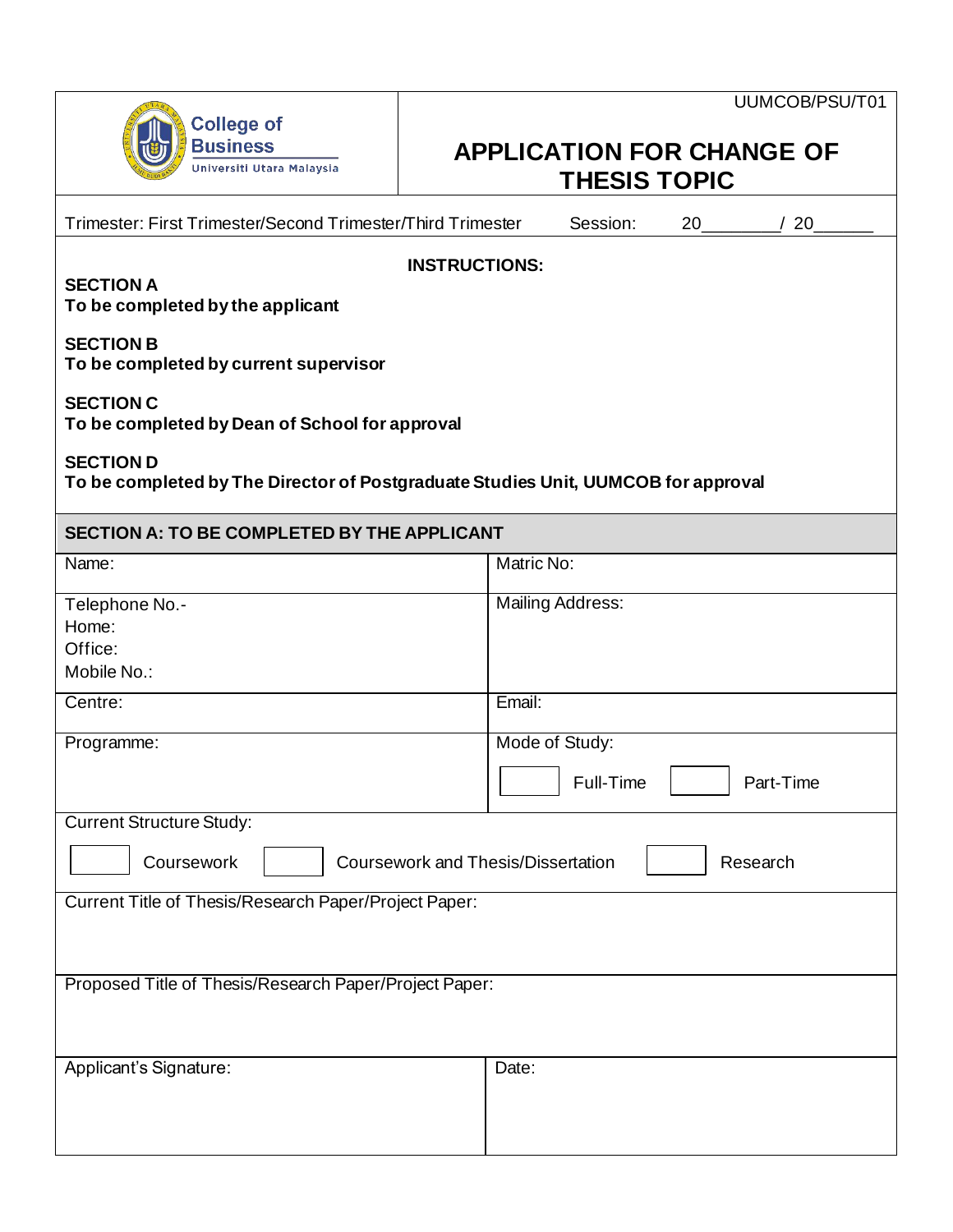UUMCOB/PSU/T01

College of Business
Universiti Utara Malaysia

# APPLICATION FOR CHANGE OF THESIS TOPIC

Trimester: First Trimester/Second Trimester/Third Trimester Session: 20________/ 20______

**INSTRUCTIONS:**

**SECTION A**
**To be completed by the applicant**

**SECTION B**
**To be completed by current supervisor**

**SECTION C**
**To be completed by Dean of School for approval**

**SECTION D**
**To be completed by The Director of Postgraduate Studies Unit, UUMCOB for approval**

## SECTION A: TO BE COMPLETED BY THE APPLICANT

| | |
|---|---|
| Name: | Matric No: |
| Telephone No.-<br>Home:<br>Office:<br>Mobile No.: | Mailing Address: |
| Centre: | Email: |
| Programme: | Mode of Study:<br>☐ Full-Time ☐ Part-Time |

Current Structure Study:

☐ Coursework ☐ Coursework and Thesis/Dissertation ☐ Research

Current Title of Thesis/Research Paper/Project Paper:

Proposed Title of Thesis/Research Paper/Project Paper:

| | |
|---|---|
| Applicant's Signature: | Date: |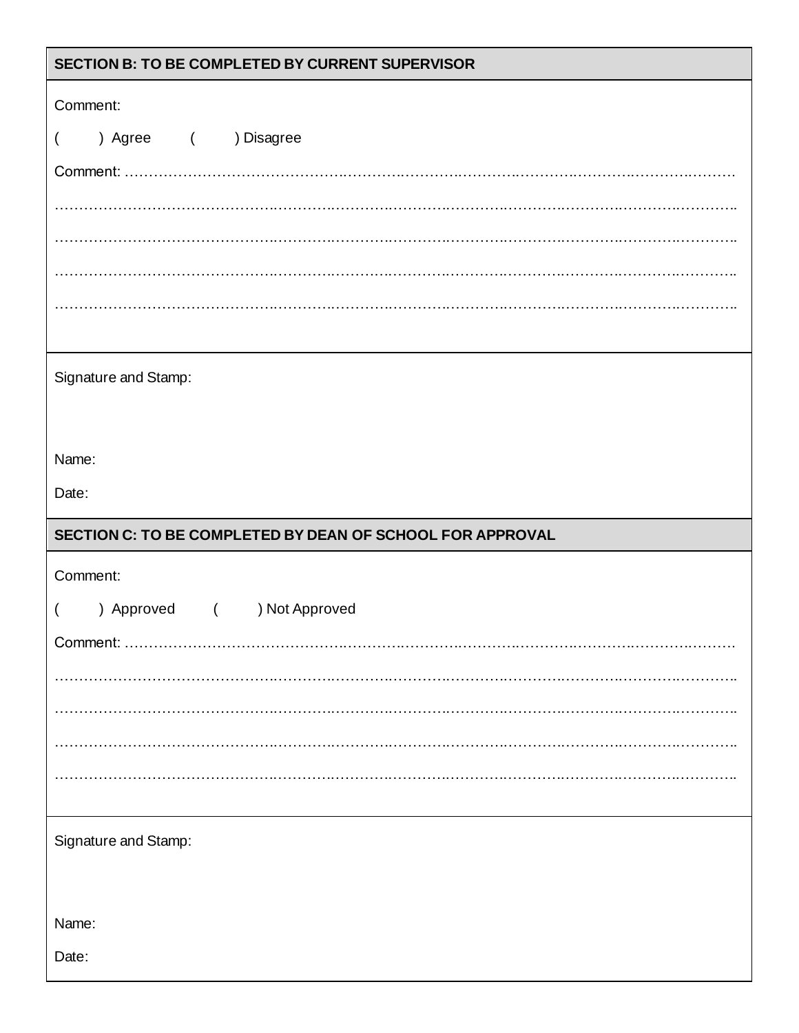## SECTION B: TO BE COMPLETED BY CURRENT SUPERVISOR

Comment:

(     ) Agree     (     ) Disagree

Comment: ……………………………………………………………………………………………………………

……………………………………………………………………………………………………………………

……………………………………………………………………………………………………………………

……………………………………………………………………………………………………………………

……………………………………………………………………………………………………………………

Signature and Stamp:

Name:

Date:

## SECTION C: TO BE COMPLETED BY DEAN OF SCHOOL FOR APPROVAL

Comment:

(     ) Approved     (     ) Not Approved

Comment: ……………………………………………………………………………………………………………

……………………………………………………………………………………………………………………

……………………………………………………………………………………………………………………

……………………………………………………………………………………………………………………

……………………………………………………………………………………………………………………

Signature and Stamp:

Name:

Date: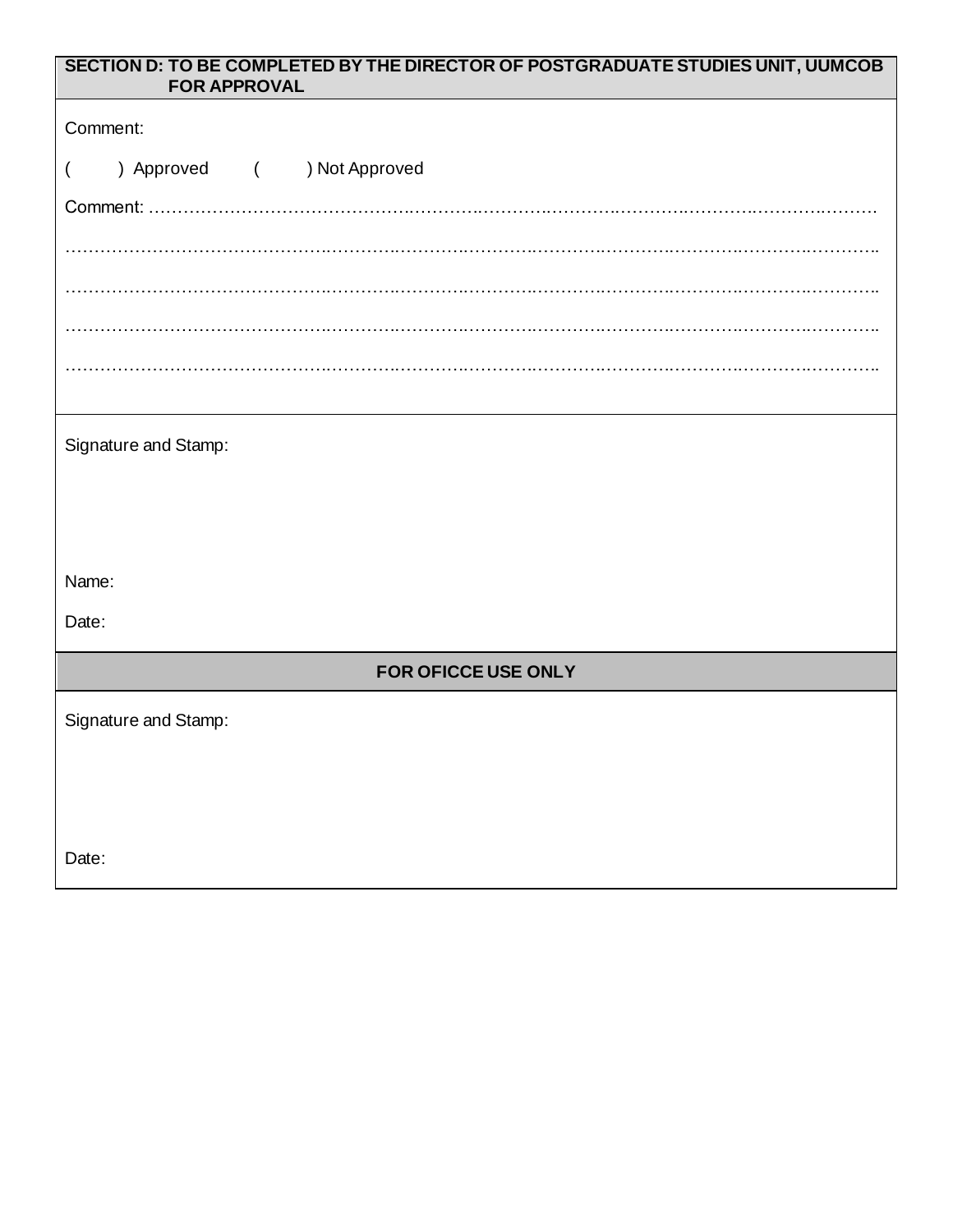## SECTION D: TO BE COMPLETED BY THE DIRECTOR OF POSTGRADUATE STUDIES UNIT, UUMCOB FOR APPROVAL

Comment:

(     ) Approved     (     ) Not Approved

Comment: ……………………………………………………………………………………………………………

……………………………………………………………………………………………………………………

……………………………………………………………………………………………………………………

……………………………………………………………………………………………………………………

……………………………………………………………………………………………………………………

Signature and Stamp:

Name:

Date:

## FOR OFICCE USE ONLY

Signature and Stamp:

Date: